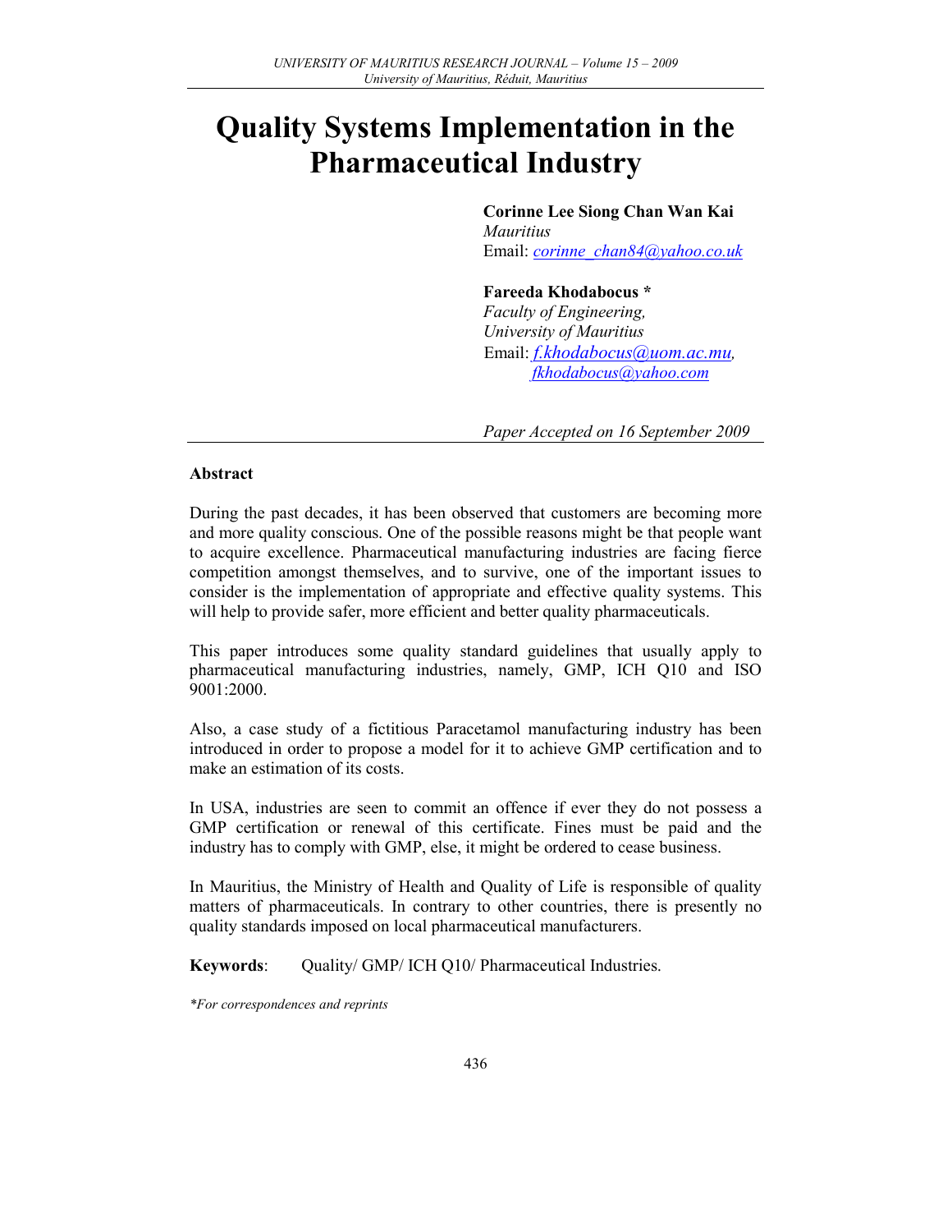# Quality Systems Implementation in the Pharmaceutical Industry

**Corinne Lee Siong Chan Wan Kai**
*Mauritius*
Email: corinne_chan84@yahoo.co.uk

**Fareeda Khodabocus \***
*Faculty of Engineering,*
*University of Mauritius*
Email: f.khodabocus@uom.ac.mu,
fkhodabocus@yahoo.com

*Paper Accepted on 16 September 2009*

## Abstract

During the past decades, it has been observed that customers are becoming more and more quality conscious. One of the possible reasons might be that people want to acquire excellence. Pharmaceutical manufacturing industries are facing fierce competition amongst themselves, and to survive, one of the important issues to consider is the implementation of appropriate and effective quality systems. This will help to provide safer, more efficient and better quality pharmaceuticals.

This paper introduces some quality standard guidelines that usually apply to pharmaceutical manufacturing industries, namely, GMP, ICH Q10 and ISO 9001:2000.

Also, a case study of a fictitious Paracetamol manufacturing industry has been introduced in order to propose a model for it to achieve GMP certification and to make an estimation of its costs.

In USA, industries are seen to commit an offence if ever they do not possess a GMP certification or renewal of this certificate. Fines must be paid and the industry has to comply with GMP, else, it might be ordered to cease business.

In Mauritius, the Ministry of Health and Quality of Life is responsible of quality matters of pharmaceuticals. In contrary to other countries, there is presently no quality standards imposed on local pharmaceutical manufacturers.

**Keywords**: Quality/ GMP/ ICH Q10/ Pharmaceutical Industries.

*\*For correspondences and reprints*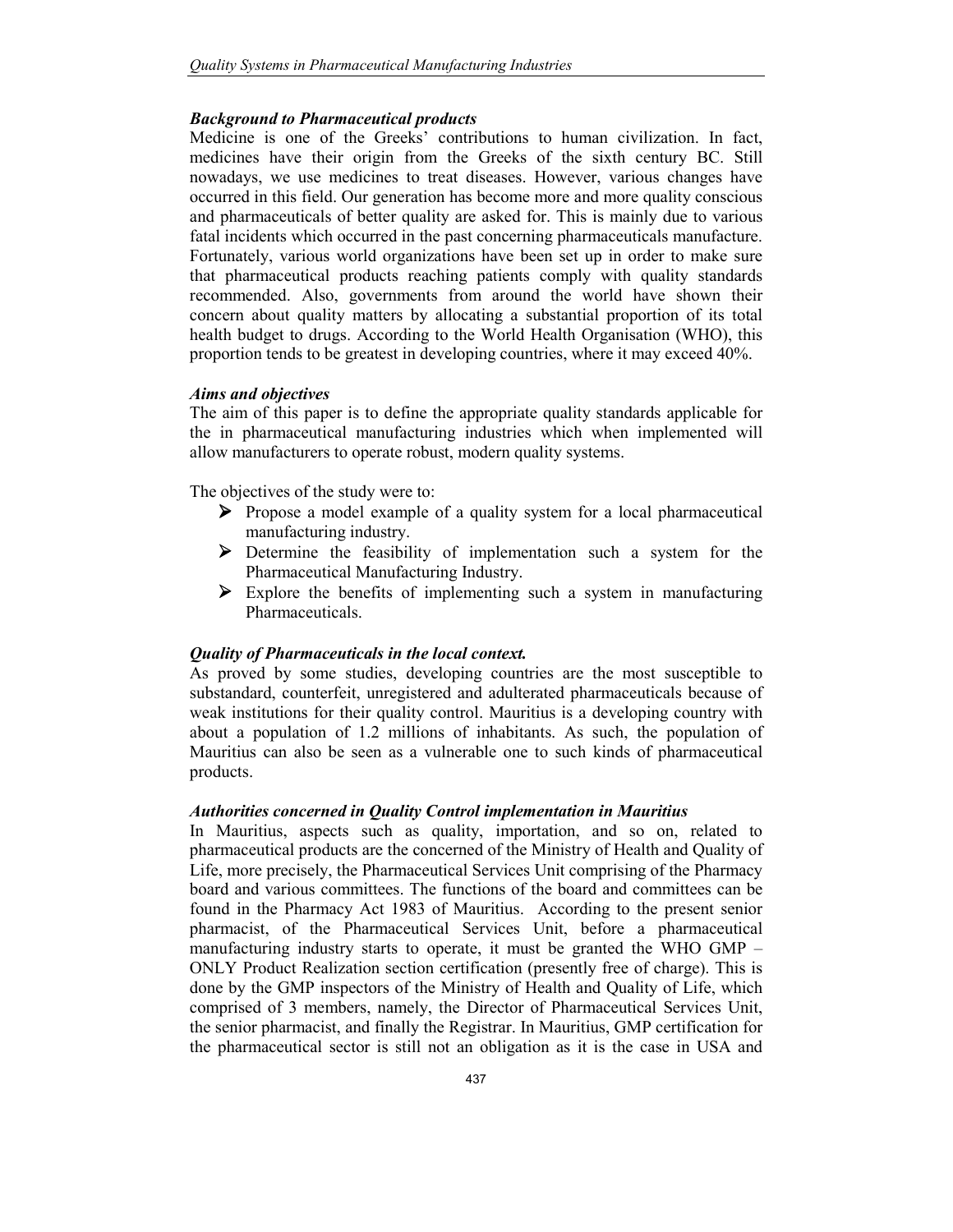### *Background to Pharmaceutical products*

Medicine is one of the Greeks' contributions to human civilization. In fact, medicines have their origin from the Greeks of the sixth century BC. Still nowadays, we use medicines to treat diseases. However, various changes have occurred in this field. Our generation has become more and more quality conscious and pharmaceuticals of better quality are asked for. This is mainly due to various fatal incidents which occurred in the past concerning pharmaceuticals manufacture. Fortunately, various world organizations have been set up in order to make sure that pharmaceutical products reaching patients comply with quality standards recommended. Also, governments from around the world have shown their concern about quality matters by allocating a substantial proportion of its total health budget to drugs. According to the World Health Organisation (WHO), this proportion tends to be greatest in developing countries, where it may exceed 40%.

### *Aims and objectives*

The aim of this paper is to define the appropriate quality standards applicable for the in pharmaceutical manufacturing industries which when implemented will allow manufacturers to operate robust, modern quality systems.

The objectives of the study were to:

- Propose a model example of a quality system for a local pharmaceutical manufacturing industry.
- Determine the feasibility of implementation such a system for the Pharmaceutical Manufacturing Industry.
- Explore the benefits of implementing such a system in manufacturing Pharmaceuticals.

### *Quality of Pharmaceuticals in the local context.*

As proved by some studies, developing countries are the most susceptible to substandard, counterfeit, unregistered and adulterated pharmaceuticals because of weak institutions for their quality control. Mauritius is a developing country with about a population of 1.2 millions of inhabitants. As such, the population of Mauritius can also be seen as a vulnerable one to such kinds of pharmaceutical products.

### *Authorities concerned in Quality Control implementation in Mauritius*

In Mauritius, aspects such as quality, importation, and so on, related to pharmaceutical products are the concerned of the Ministry of Health and Quality of Life, more precisely, the Pharmaceutical Services Unit comprising of the Pharmacy board and various committees. The functions of the board and committees can be found in the Pharmacy Act 1983 of Mauritius. According to the present senior pharmacist, of the Pharmaceutical Services Unit, before a pharmaceutical manufacturing industry starts to operate, it must be granted the WHO GMP – ONLY Product Realization section certification (presently free of charge). This is done by the GMP inspectors of the Ministry of Health and Quality of Life, which comprised of 3 members, namely, the Director of Pharmaceutical Services Unit, the senior pharmacist, and finally the Registrar. In Mauritius, GMP certification for the pharmaceutical sector is still not an obligation as it is the case in USA and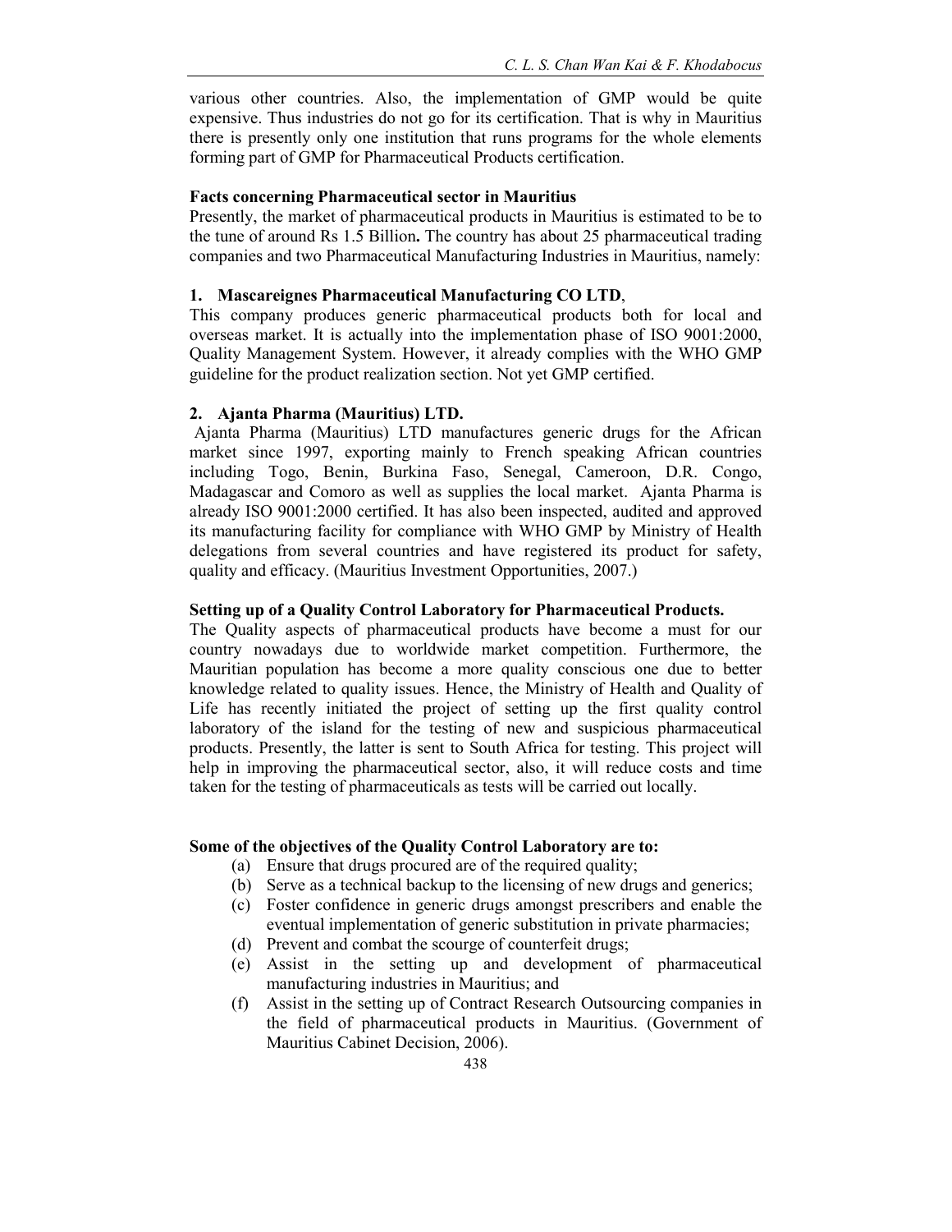various other countries. Also, the implementation of GMP would be quite expensive. Thus industries do not go for its certification. That is why in Mauritius there is presently only one institution that runs programs for the whole elements forming part of GMP for Pharmaceutical Products certification.

**Facts concerning Pharmaceutical sector in Mauritius**

Presently, the market of pharmaceutical products in Mauritius is estimated to be to the tune of around Rs 1.5 Billion**.** The country has about 25 pharmaceutical trading companies and two Pharmaceutical Manufacturing Industries in Mauritius, namely:

**1. Mascareignes Pharmaceutical Manufacturing CO LTD**,

This company produces generic pharmaceutical products both for local and overseas market. It is actually into the implementation phase of ISO 9001:2000, Quality Management System. However, it already complies with the WHO GMP guideline for the product realization section. Not yet GMP certified.

**2. Ajanta Pharma (Mauritius) LTD.**

Ajanta Pharma (Mauritius) LTD manufactures generic drugs for the African market since 1997, exporting mainly to French speaking African countries including Togo, Benin, Burkina Faso, Senegal, Cameroon, D.R. Congo, Madagascar and Comoro as well as supplies the local market. Ajanta Pharma is already ISO 9001:2000 certified. It has also been inspected, audited and approved its manufacturing facility for compliance with WHO GMP by Ministry of Health delegations from several countries and have registered its product for safety, quality and efficacy. (Mauritius Investment Opportunities, 2007.)

**Setting up of a Quality Control Laboratory for Pharmaceutical Products.**

The Quality aspects of pharmaceutical products have become a must for our country nowadays due to worldwide market competition. Furthermore, the Mauritian population has become a more quality conscious one due to better knowledge related to quality issues. Hence, the Ministry of Health and Quality of Life has recently initiated the project of setting up the first quality control laboratory of the island for the testing of new and suspicious pharmaceutical products. Presently, the latter is sent to South Africa for testing. This project will help in improving the pharmaceutical sector, also, it will reduce costs and time taken for the testing of pharmaceuticals as tests will be carried out locally.

**Some of the objectives of the Quality Control Laboratory are to:**

(a) Ensure that drugs procured are of the required quality;
(b) Serve as a technical backup to the licensing of new drugs and generics;
(c) Foster confidence in generic drugs amongst prescribers and enable the eventual implementation of generic substitution in private pharmacies;
(d) Prevent and combat the scourge of counterfeit drugs;
(e) Assist in the setting up and development of pharmaceutical manufacturing industries in Mauritius; and
(f) Assist in the setting up of Contract Research Outsourcing companies in the field of pharmaceutical products in Mauritius. (Government of Mauritius Cabinet Decision, 2006).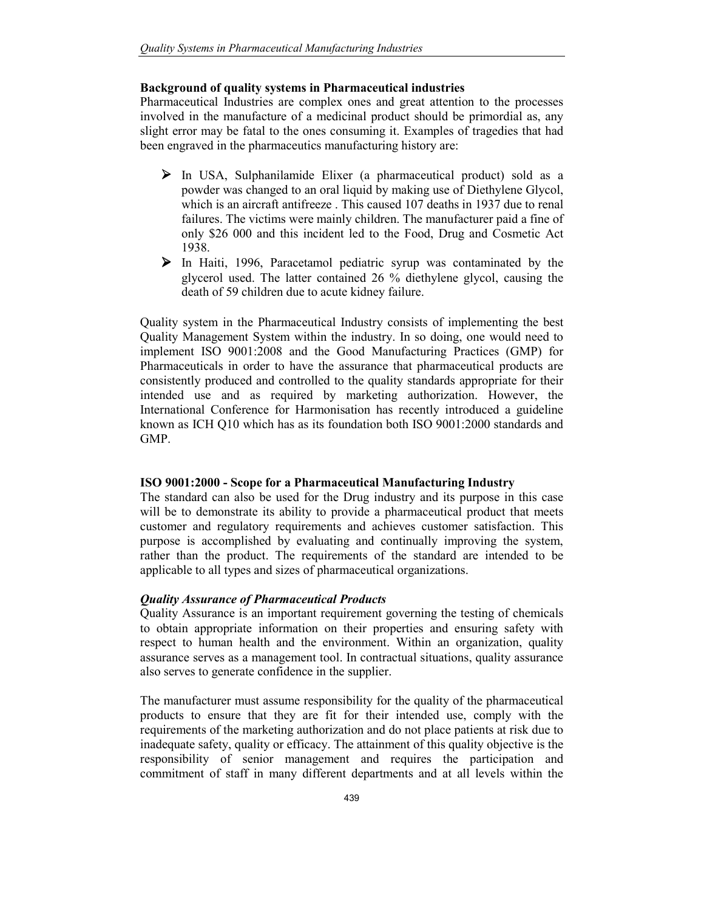### Background of quality systems in Pharmaceutical industries

Pharmaceutical Industries are complex ones and great attention to the processes involved in the manufacture of a medicinal product should be primordial as, any slight error may be fatal to the ones consuming it. Examples of tragedies that had been engraved in the pharmaceutics manufacturing history are:

- In USA, Sulphanilamide Elixer (a pharmaceutical product) sold as a powder was changed to an oral liquid by making use of Diethylene Glycol, which is an aircraft antifreeze . This caused 107 deaths in 1937 due to renal failures. The victims were mainly children. The manufacturer paid a fine of only $26 000 and this incident led to the Food, Drug and Cosmetic Act 1938.
- In Haiti, 1996, Paracetamol pediatric syrup was contaminated by the glycerol used. The latter contained 26 % diethylene glycol, causing the death of 59 children due to acute kidney failure.

Quality system in the Pharmaceutical Industry consists of implementing the best Quality Management System within the industry. In so doing, one would need to implement ISO 9001:2008 and the Good Manufacturing Practices (GMP) for Pharmaceuticals in order to have the assurance that pharmaceutical products are consistently produced and controlled to the quality standards appropriate for their intended use and as required by marketing authorization. However, the International Conference for Harmonisation has recently introduced a guideline known as ICH Q10 which has as its foundation both ISO 9001:2000 standards and GMP.

### ISO 9001:2000 - Scope for a Pharmaceutical Manufacturing Industry

The standard can also be used for the Drug industry and its purpose in this case will be to demonstrate its ability to provide a pharmaceutical product that meets customer and regulatory requirements and achieves customer satisfaction. This purpose is accomplished by evaluating and continually improving the system, rather than the product. The requirements of the standard are intended to be applicable to all types and sizes of pharmaceutical organizations.

#### *Quality Assurance of Pharmaceutical Products*

Quality Assurance is an important requirement governing the testing of chemicals to obtain appropriate information on their properties and ensuring safety with respect to human health and the environment. Within an organization, quality assurance serves as a management tool. In contractual situations, quality assurance also serves to generate confidence in the supplier.

The manufacturer must assume responsibility for the quality of the pharmaceutical products to ensure that they are fit for their intended use, comply with the requirements of the marketing authorization and do not place patients at risk due to inadequate safety, quality or efficacy. The attainment of this quality objective is the responsibility of senior management and requires the participation and commitment of staff in many different departments and at all levels within the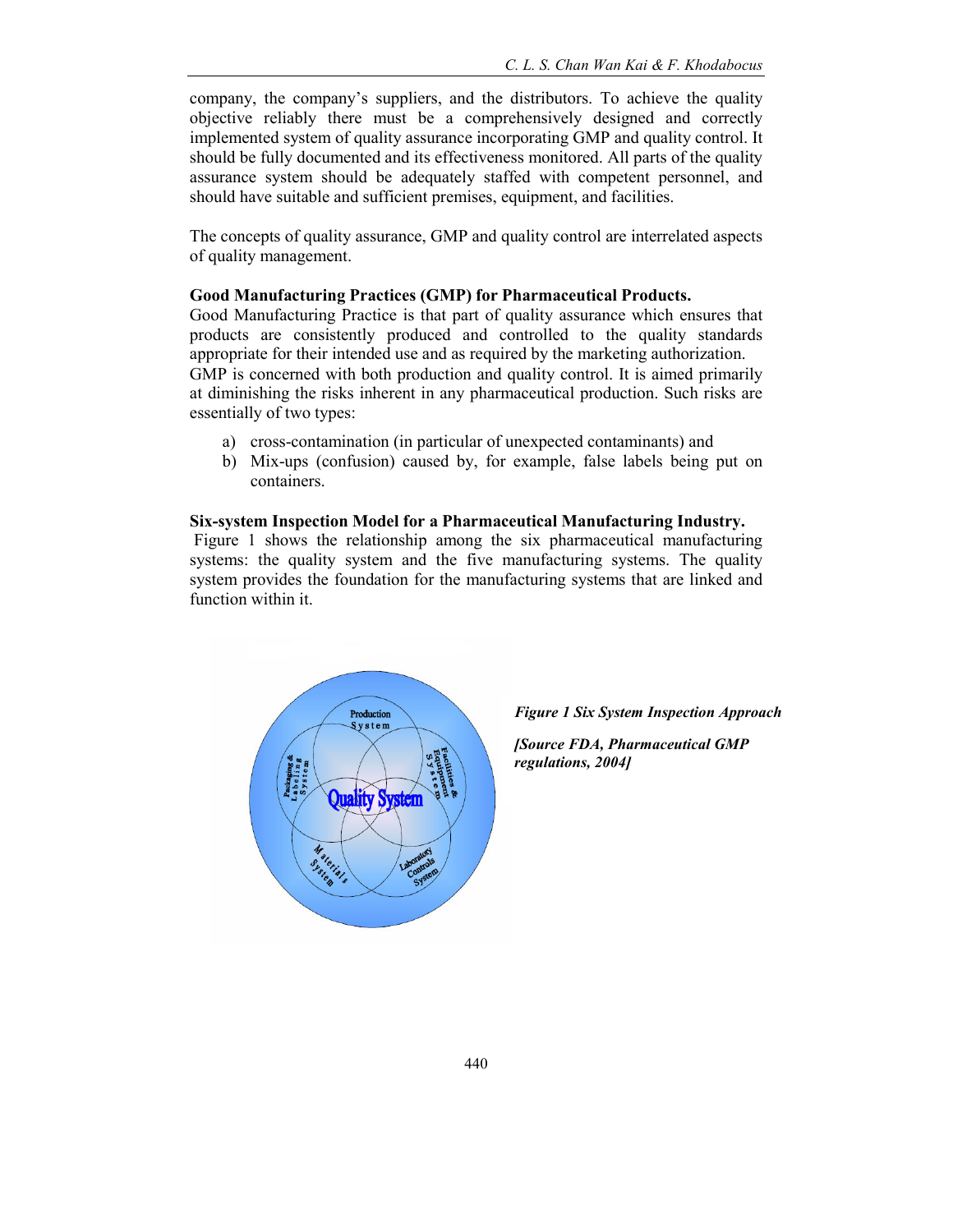company, the company's suppliers, and the distributors. To achieve the quality objective reliably there must be a comprehensively designed and correctly implemented system of quality assurance incorporating GMP and quality control. It should be fully documented and its effectiveness monitored. All parts of the quality assurance system should be adequately staffed with competent personnel, and should have suitable and sufficient premises, equipment, and facilities.

The concepts of quality assurance, GMP and quality control are interrelated aspects of quality management.

**Good Manufacturing Practices (GMP) for Pharmaceutical Products.**

Good Manufacturing Practice is that part of quality assurance which ensures that products are consistently produced and controlled to the quality standards appropriate for their intended use and as required by the marketing authorization. GMP is concerned with both production and quality control. It is aimed primarily at diminishing the risks inherent in any pharmaceutical production. Such risks are essentially of two types:

a) cross-contamination (in particular of unexpected contaminants) and
b) Mix-ups (confusion) caused by, for example, false labels being put on containers.

**Six-system Inspection Model for a Pharmaceutical Manufacturing Industry.**

Figure 1 shows the relationship among the six pharmaceutical manufacturing systems: the quality system and the five manufacturing systems. The quality system provides the foundation for the manufacturing systems that are linked and function within it.

Production System

Facilities & Equipment System

Packaging & Labeling System

Quality System

Materials System

Laboratory Controls System

***Figure 1 Six System Inspection Approach***

***[Source FDA, Pharmaceutical GMP regulations, 2004]***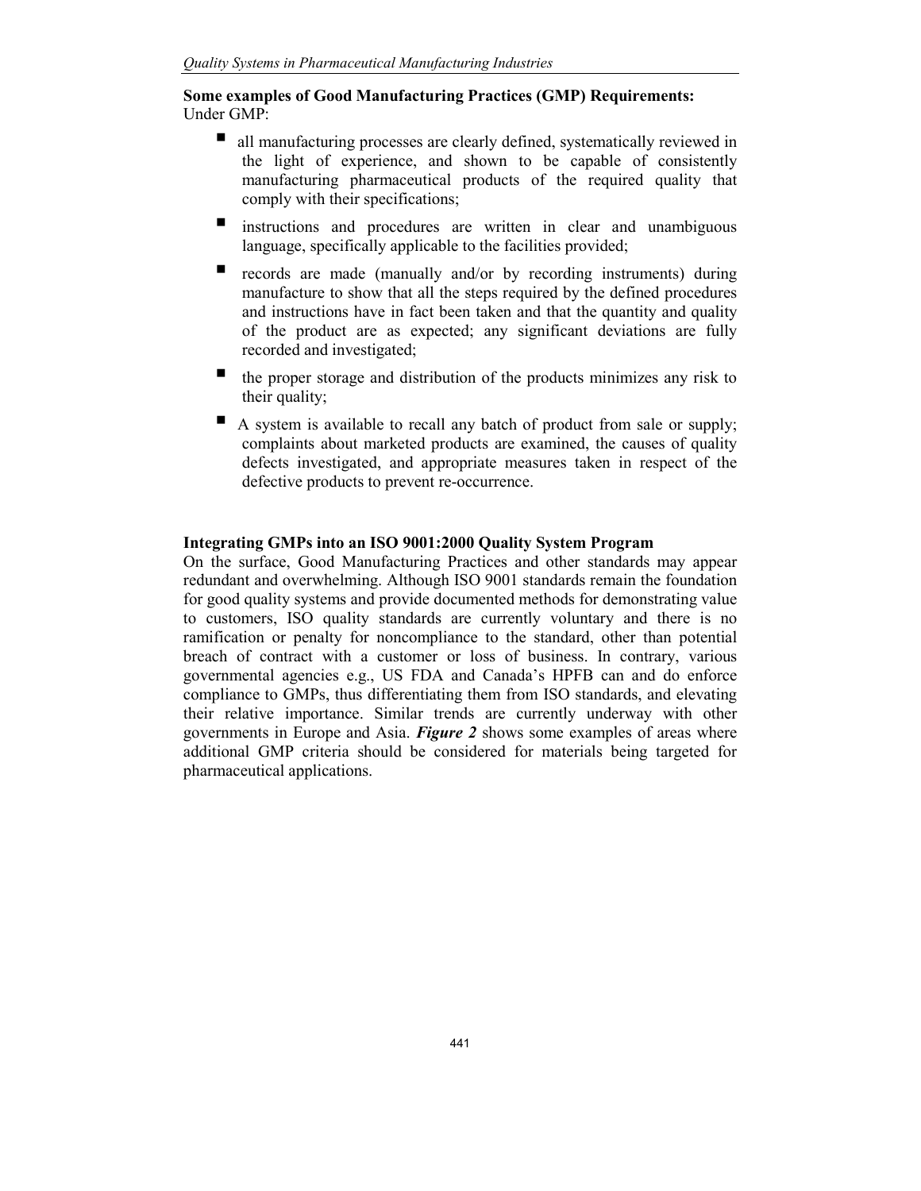**Some examples of Good Manufacturing Practices (GMP) Requirements:**
Under GMP:

- all manufacturing processes are clearly defined, systematically reviewed in the light of experience, and shown to be capable of consistently manufacturing pharmaceutical products of the required quality that comply with their specifications;
- instructions and procedures are written in clear and unambiguous language, specifically applicable to the facilities provided;
- records are made (manually and/or by recording instruments) during manufacture to show that all the steps required by the defined procedures and instructions have in fact been taken and that the quantity and quality of the product are as expected; any significant deviations are fully recorded and investigated;
- the proper storage and distribution of the products minimizes any risk to their quality;
- A system is available to recall any batch of product from sale or supply; complaints about marketed products are examined, the causes of quality defects investigated, and appropriate measures taken in respect of the defective products to prevent re-occurrence.

**Integrating GMPs into an ISO 9001:2000 Quality System Program**

On the surface, Good Manufacturing Practices and other standards may appear redundant and overwhelming. Although ISO 9001 standards remain the foundation for good quality systems and provide documented methods for demonstrating value to customers, ISO quality standards are currently voluntary and there is no ramification or penalty for noncompliance to the standard, other than potential breach of contract with a customer or loss of business. In contrary, various governmental agencies e.g., US FDA and Canada's HPFB can and do enforce compliance to GMPs, thus differentiating them from ISO standards, and elevating their relative importance. Similar trends are currently underway with other governments in Europe and Asia. ***Figure 2*** shows some examples of areas where additional GMP criteria should be considered for materials being targeted for pharmaceutical applications.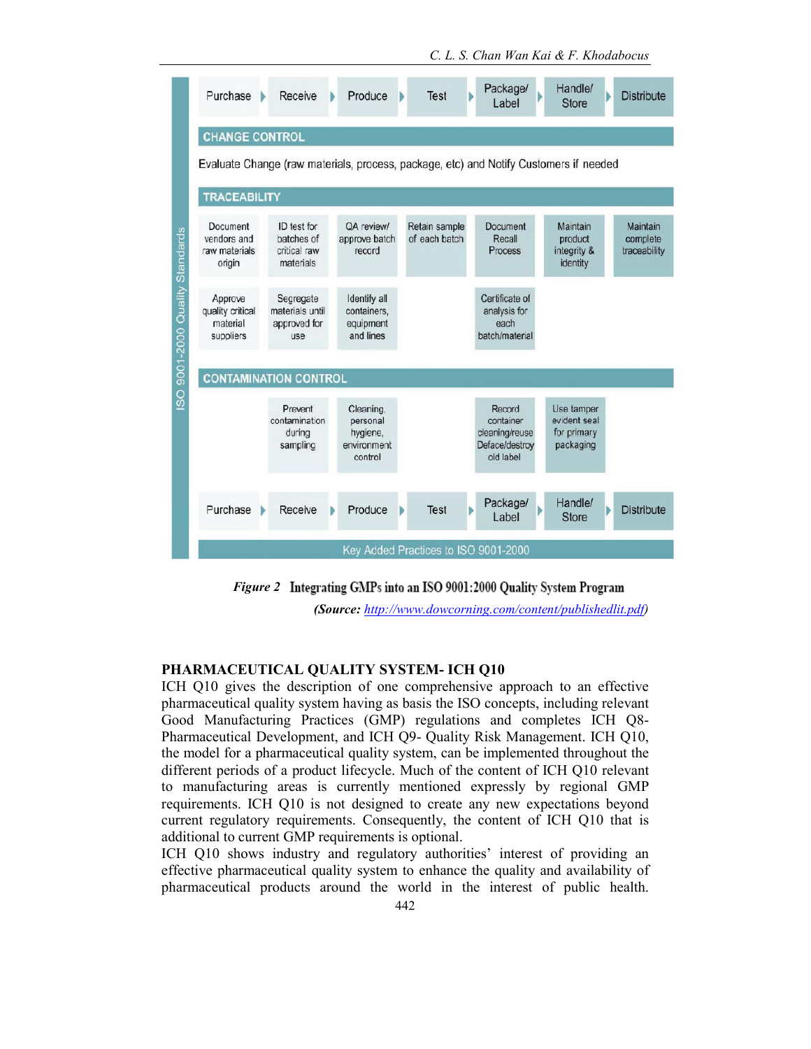ISO 9001-2000 Quality Standards

Purchase → Receive → Produce → Test → Package/Label → Handle/Store → Distribute

CHANGE CONTROL

Evaluate Change (raw materials, process, package, etc) and Notify Customers if needed

TRACEABILITY

Document vendors and raw materials origin

ID test for batches of critical raw materials

QA review/ approve batch record

Retain sample of each batch

Document Recall Process

Maintain product integrity & identity

Maintain complete traceability

Approve quality critical material suppliers

Segregate materials until approved for use

Identify all containers, equipment and lines

Certificate of analysis for each batch/material

CONTAMINATION CONTROL

Prevent contamination during sampling

Cleaning, personal hygiene, environment control

Record container cleaning/reuse Deface/destroy old label

Use tamper evident seal for primary packaging

Purchase → Receive → Produce → Test → Package/Label → Handle/Store → Distribute

Key Added Practices to ISO 9001-2000

***Figure 2*** **Integrating GMPs into an ISO 9001:2000 Quality System Program**

***(Source:*** http://www.dowcorning.com/content/publishedlit.pdf)

## PHARMACEUTICAL QUALITY SYSTEM- ICH Q10

ICH Q10 gives the description of one comprehensive approach to an effective pharmaceutical quality system having as basis the ISO concepts, including relevant Good Manufacturing Practices (GMP) regulations and completes ICH Q8- Pharmaceutical Development, and ICH Q9- Quality Risk Management. ICH Q10, the model for a pharmaceutical quality system, can be implemented throughout the different periods of a product lifecycle. Much of the content of ICH Q10 relevant to manufacturing areas is currently mentioned expressly by regional GMP requirements. ICH Q10 is not designed to create any new expectations beyond current regulatory requirements. Consequently, the content of ICH Q10 that is additional to current GMP requirements is optional.

ICH Q10 shows industry and regulatory authorities' interest of providing an effective pharmaceutical quality system to enhance the quality and availability of pharmaceutical products around the world in the interest of public health.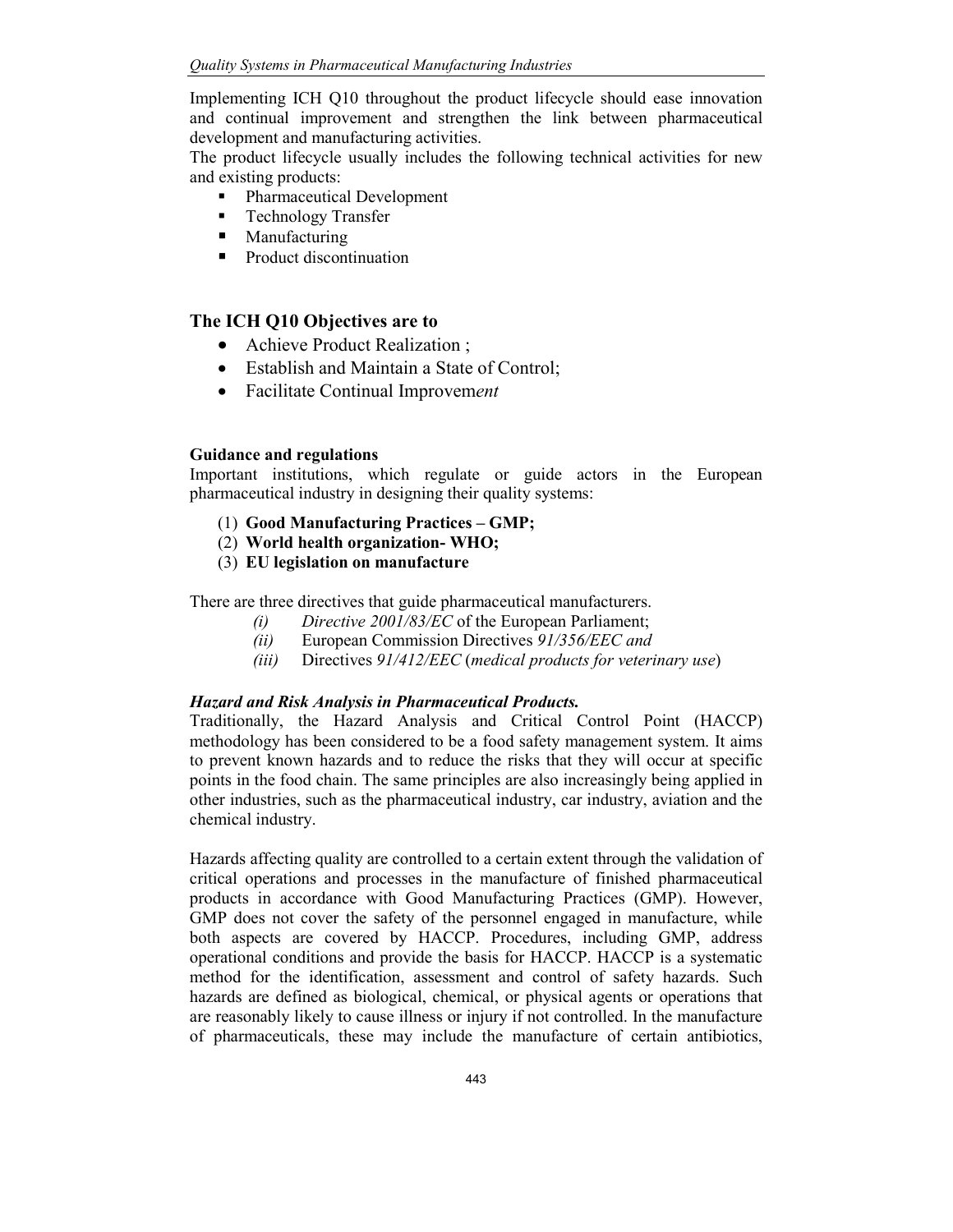Implementing ICH Q10 throughout the product lifecycle should ease innovation and continual improvement and strengthen the link between pharmaceutical development and manufacturing activities.

The product lifecycle usually includes the following technical activities for new and existing products:

- Pharmaceutical Development
- Technology Transfer
- Manufacturing
- Product discontinuation

## The ICH Q10 Objectives are to

- Achieve Product Realization ;
- Establish and Maintain a State of Control;
- Facilitate Continual Improvem*ent*

**Guidance and regulations**

Important institutions, which regulate or guide actors in the European pharmaceutical industry in designing their quality systems:

(1) **Good Manufacturing Practices – GMP;**
(2) **World health organization- WHO;**
(3) **EU legislation on manufacture**

There are three directives that guide pharmaceutical manufacturers.

*(i)* *Directive 2001/83/EC* of the European Parliament;
*(ii)* European Commission Directives *91/356/EEC and*
*(iii)* Directives *91/412/EEC* (*medical products for veterinary use*)

***Hazard and Risk Analysis in Pharmaceutical Products.***

Traditionally, the Hazard Analysis and Critical Control Point (HACCP) methodology has been considered to be a food safety management system. It aims to prevent known hazards and to reduce the risks that they will occur at specific points in the food chain. The same principles are also increasingly being applied in other industries, such as the pharmaceutical industry, car industry, aviation and the chemical industry.

Hazards affecting quality are controlled to a certain extent through the validation of critical operations and processes in the manufacture of finished pharmaceutical products in accordance with Good Manufacturing Practices (GMP). However, GMP does not cover the safety of the personnel engaged in manufacture, while both aspects are covered by HACCP. Procedures, including GMP, address operational conditions and provide the basis for HACCP. HACCP is a systematic method for the identification, assessment and control of safety hazards. Such hazards are defined as biological, chemical, or physical agents or operations that are reasonably likely to cause illness or injury if not controlled. In the manufacture of pharmaceuticals, these may include the manufacture of certain antibiotics,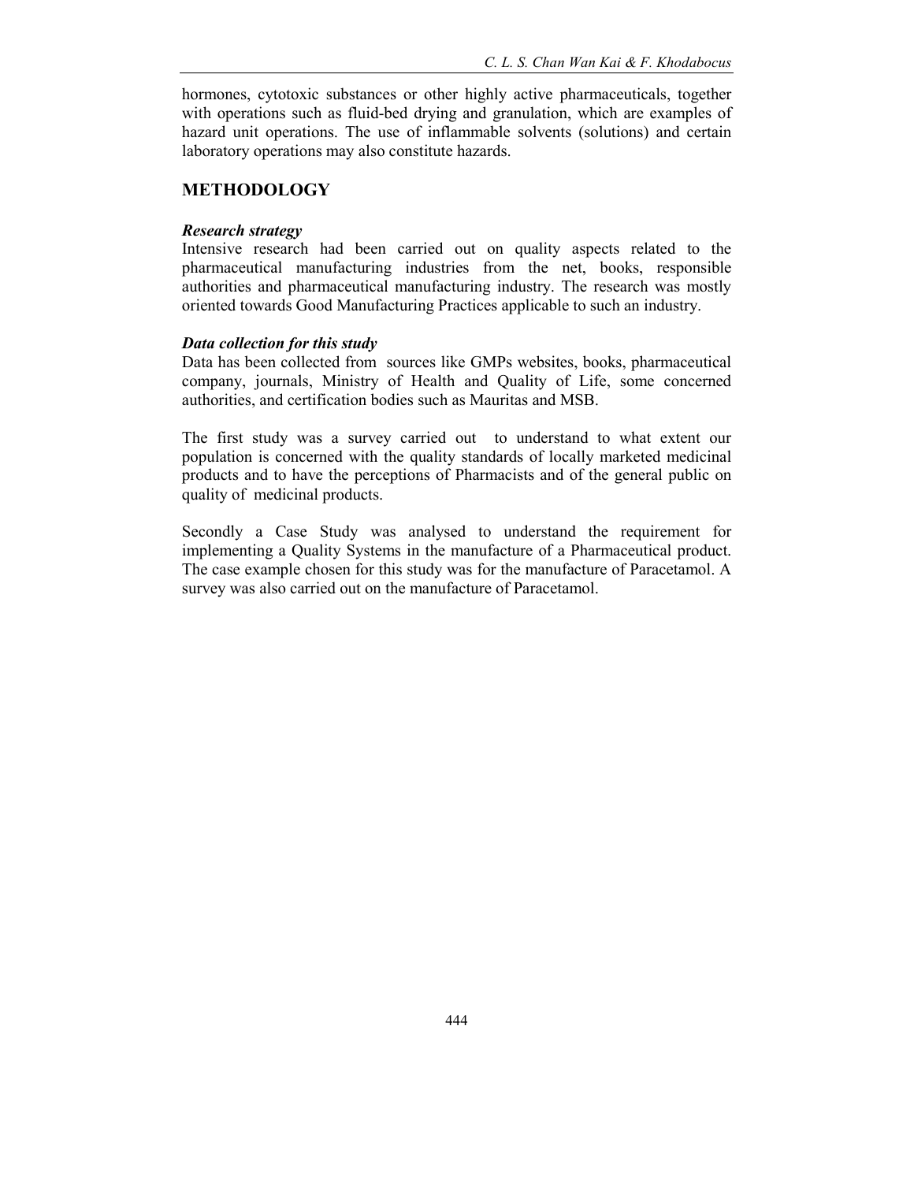hormones, cytotoxic substances or other highly active pharmaceuticals, together with operations such as fluid-bed drying and granulation, which are examples of hazard unit operations. The use of inflammable solvents (solutions) and certain laboratory operations may also constitute hazards.

## METHODOLOGY

### *Research strategy*

Intensive research had been carried out on quality aspects related to the pharmaceutical manufacturing industries from the net, books, responsible authorities and pharmaceutical manufacturing industry. The research was mostly oriented towards Good Manufacturing Practices applicable to such an industry.

### *Data collection for this study*

Data has been collected from sources like GMPs websites, books, pharmaceutical company, journals, Ministry of Health and Quality of Life, some concerned authorities, and certification bodies such as Mauritas and MSB.

The first study was a survey carried out to understand to what extent our population is concerned with the quality standards of locally marketed medicinal products and to have the perceptions of Pharmacists and of the general public on quality of medicinal products.

Secondly a Case Study was analysed to understand the requirement for implementing a Quality Systems in the manufacture of a Pharmaceutical product. The case example chosen for this study was for the manufacture of Paracetamol. A survey was also carried out on the manufacture of Paracetamol.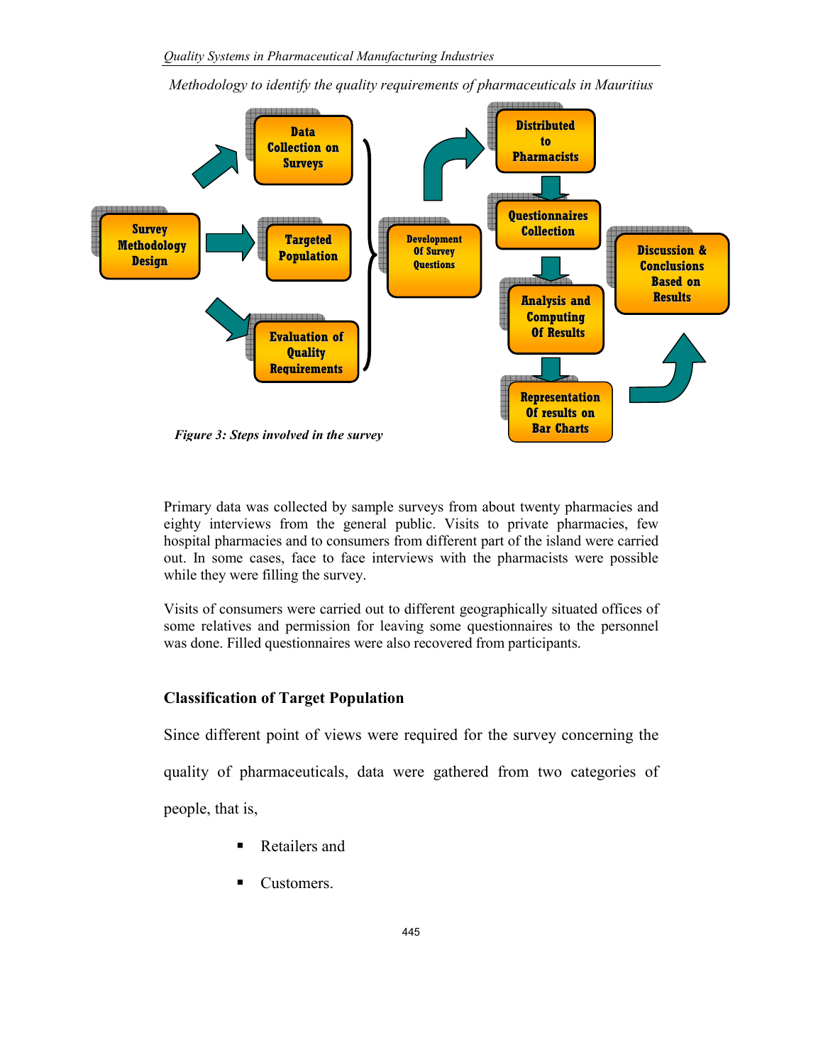Methodology to identify the quality requirements of pharmaceuticals in Mauritius

Survey Methodology Design

Data Collection on Surveys

Targeted Population

Evaluation of Quality Requirements

Development Of Survey Questions

Distributed to Pharmacists

Questionnaires Collection

Analysis and Computing Of Results

Representation Of results on Bar Charts

Discussion & Conclusions Based on Results

*Figure 3: Steps involved in the survey*

Primary data was collected by sample surveys from about twenty pharmacies and eighty interviews from the general public. Visits to private pharmacies, few hospital pharmacies and to consumers from different part of the island were carried out. In some cases, face to face interviews with the pharmacists were possible while they were filling the survey.

Visits of consumers were carried out to different geographically situated offices of some relatives and permission for leaving some questionnaires to the personnel was done. Filled questionnaires were also recovered from participants.

### Classification of Target Population

Since different point of views were required for the survey concerning the quality of pharmaceuticals, data were gathered from two categories of people, that is,

- Retailers and
- Customers.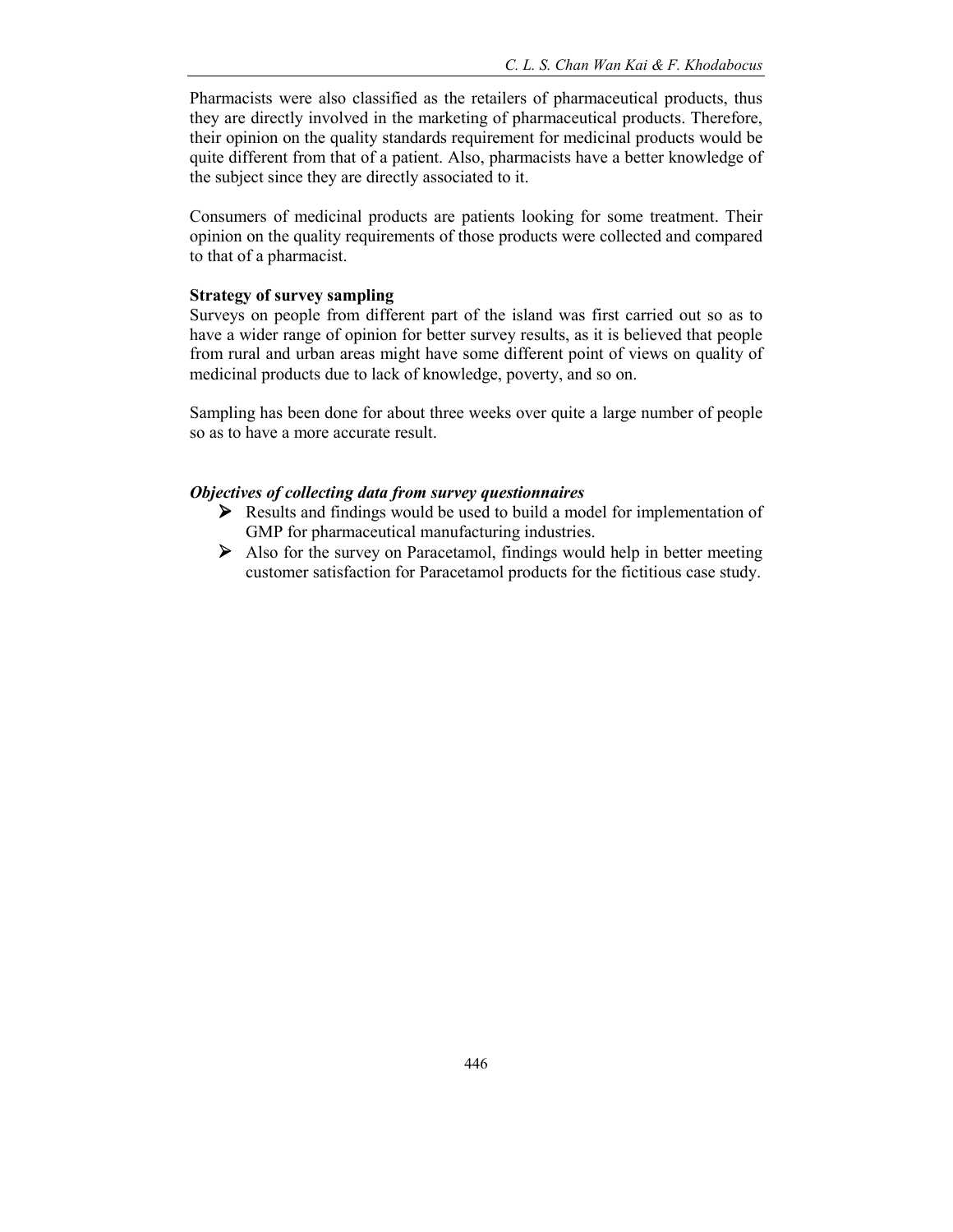Pharmacists were also classified as the retailers of pharmaceutical products, thus they are directly involved in the marketing of pharmaceutical products. Therefore, their opinion on the quality standards requirement for medicinal products would be quite different from that of a patient. Also, pharmacists have a better knowledge of the subject since they are directly associated to it.

Consumers of medicinal products are patients looking for some treatment. Their opinion on the quality requirements of those products were collected and compared to that of a pharmacist.

**Strategy of survey sampling**

Surveys on people from different part of the island was first carried out so as to have a wider range of opinion for better survey results, as it is believed that people from rural and urban areas might have some different point of views on quality of medicinal products due to lack of knowledge, poverty, and so on.

Sampling has been done for about three weeks over quite a large number of people so as to have a more accurate result.

***Objectives of collecting data from survey questionnaires***

- Results and findings would be used to build a model for implementation of GMP for pharmaceutical manufacturing industries.
- Also for the survey on Paracetamol, findings would help in better meeting customer satisfaction for Paracetamol products for the fictitious case study.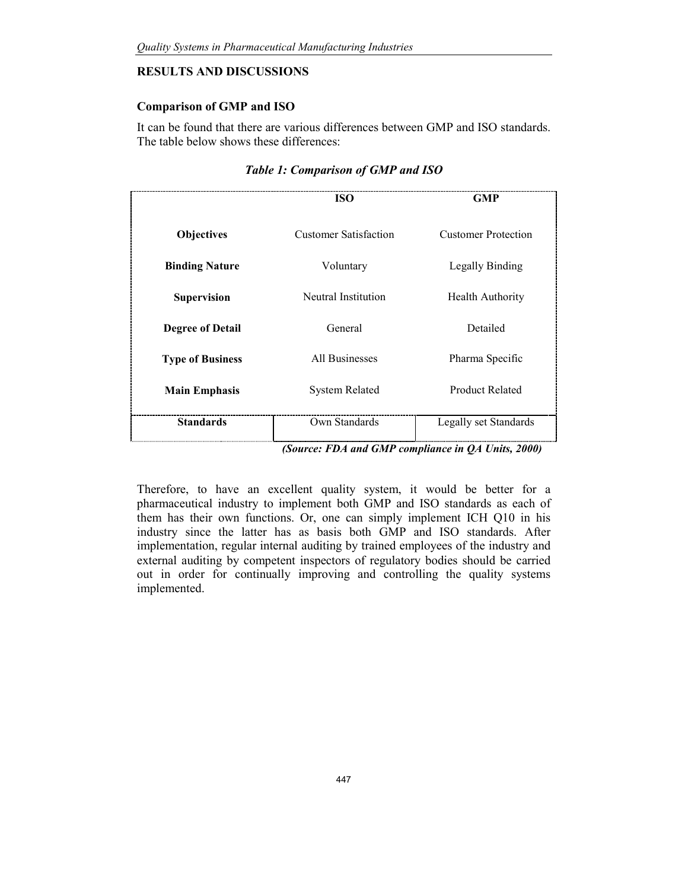## RESULTS AND DISCUSSIONS

### Comparison of GMP and ISO

It can be found that there are various differences between GMP and ISO standards. The table below shows these differences:

***Table 1: Comparison of GMP and ISO***

| | ISO | GMP |
|---|---|---|
| **Objectives** | Customer Satisfaction | Customer Protection |
| **Binding Nature** | Voluntary | Legally Binding |
| **Supervision** | Neutral Institution | Health Authority |
| **Degree of Detail** | General | Detailed |
| **Type of Business** | All Businesses | Pharma Specific |
| **Main Emphasis** | System Related | Product Related |
| **Standards** | Own Standards | Legally set Standards |

***(Source: FDA and GMP compliance in QA Units, 2000)***

Therefore, to have an excellent quality system, it would be better for a pharmaceutical industry to implement both GMP and ISO standards as each of them has their own functions. Or, one can simply implement ICH Q10 in his industry since the latter has as basis both GMP and ISO standards. After implementation, regular internal auditing by trained employees of the industry and external auditing by competent inspectors of regulatory bodies should be carried out in order for continually improving and controlling the quality systems implemented.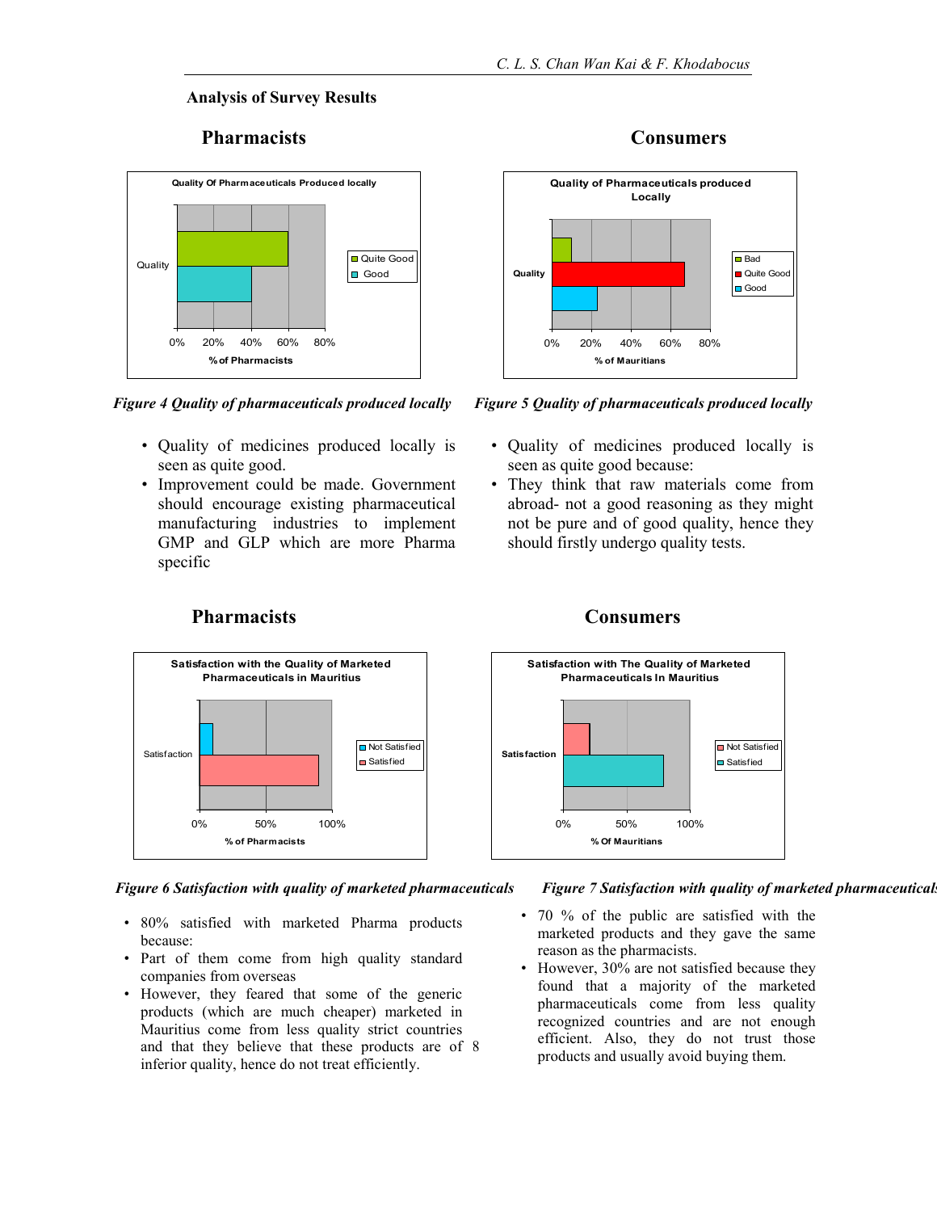**Analysis of Survey Results**

### Pharmacists

Quality Of Pharmaceuticals Produced locally

Quality

Quite Good
Good

0% 20% 40% 60% 80%

% of Pharmacists

*Figure 4 Quality of pharmaceuticals produced locally*

- Quality of medicines produced locally is seen as quite good.
- Improvement could be made. Government should encourage existing pharmaceutical manufacturing industries to implement GMP and GLP which are more Pharma specific

### Consumers

Quality of Pharmaceuticals produced Locally

Quality

Bad
Quite Good
Good

0% 20% 40% 60% 80%

% of Mauritians

*Figure 5 Quality of pharmaceuticals produced locally*

- Quality of medicines produced locally is seen as quite good because:
- They think that raw materials come from abroad- not a good reasoning as they might not be pure and of good quality, hence they should firstly undergo quality tests.

### Pharmacists

Satisfaction with the Quality of Marketed Pharmaceuticals in Mauritius

Satisfaction

Not Satisfied
Satisfied

0% 50% 100%

% of Pharmacists

*Figure 6 Satisfaction with quality of marketed pharmaceuticals*

- 80% satisfied with marketed Pharma products because:
- Part of them come from high quality standard companies from overseas
- However, they feared that some of the generic products (which are much cheaper) marketed in Mauritius come from less quality strict countries and that they believe that these products are of inferior quality, hence do not treat efficiently.

### Consumers

Satisfaction with The Quality of Marketed Pharmaceuticals In Mauritius

Satisfaction

Not Satisfied
Satisfied

0% 50% 100%

% Of Mauritians

*Figure 7 Satisfaction with quality of marketed pharmaceuticals*

- 70 % of the public are satisfied with the marketed products and they gave the same reason as the pharmacists.
- However, 30% are not satisfied because they found that a majority of the marketed pharmaceuticals come from less quality recognized countries and are not enough efficient. Also, they do not trust those products and usually avoid buying them.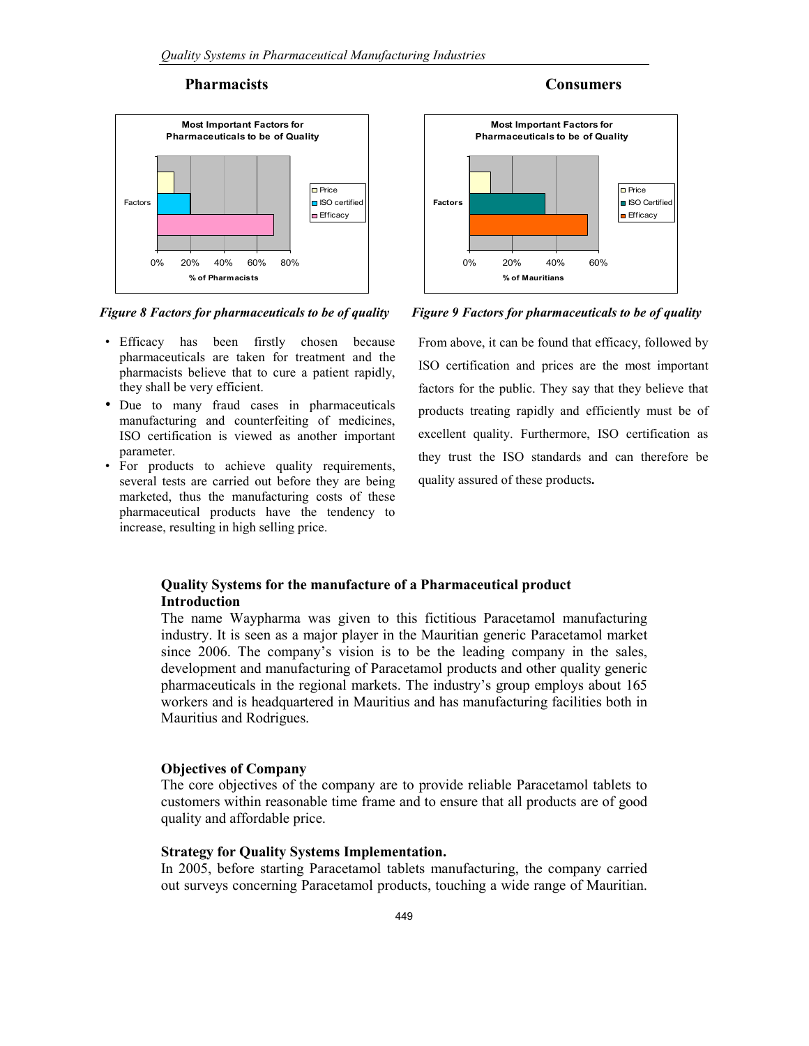**Pharmacists**

Most Important Factors for Pharmaceuticals to be of Quality

Factors

0% 20% 40% 60% 80%

% of Pharmacists

Price
ISO certified
Efficacy

*Figure 8 Factors for pharmaceuticals to be of quality*

- Efficacy has been firstly chosen because pharmaceuticals are taken for treatment and the pharmacists believe that to cure a patient rapidly, they shall be very efficient.
- Due to many fraud cases in pharmaceuticals manufacturing and counterfeiting of medicines, ISO certification is viewed as another important parameter.
- For products to achieve quality requirements, several tests are carried out before they are being marketed, thus the manufacturing costs of these pharmaceutical products have the tendency to increase, resulting in high selling price.

**Consumers**

Most Important Factors for Pharmaceuticals to be of Quality

Factors

0% 20% 40% 60%

% of Mauritians

Price
ISO Certified
Efficacy

*Figure 9 Factors for pharmaceuticals to be of quality*

From above, it can be found that efficacy, followed by ISO certification and prices are the most important factors for the public. They say that they believe that products treating rapidly and efficiently must be of excellent quality. Furthermore, ISO certification as they trust the ISO standards and can therefore be quality assured of these products**.**

## Quality Systems for the manufacture of a Pharmaceutical product

### Introduction

The name Waypharma was given to this fictitious Paracetamol manufacturing industry. It is seen as a major player in the Mauritian generic Paracetamol market since 2006. The company's vision is to be the leading company in the sales, development and manufacturing of Paracetamol products and other quality generic pharmaceuticals in the regional markets. The industry's group employs about 165 workers and is headquartered in Mauritius and has manufacturing facilities both in Mauritius and Rodrigues.

### Objectives of Company

The core objectives of the company are to provide reliable Paracetamol tablets to customers within reasonable time frame and to ensure that all products are of good quality and affordable price.

### Strategy for Quality Systems Implementation.

In 2005, before starting Paracetamol tablets manufacturing, the company carried out surveys concerning Paracetamol products, touching a wide range of Mauritian.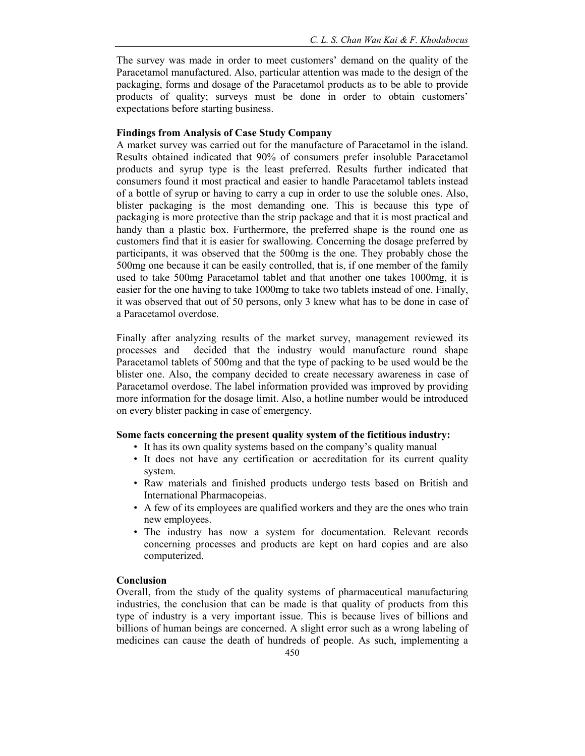The survey was made in order to meet customers' demand on the quality of the Paracetamol manufactured. Also, particular attention was made to the design of the packaging, forms and dosage of the Paracetamol products as to be able to provide products of quality; surveys must be done in order to obtain customers' expectations before starting business.

**Findings from Analysis of Case Study Company**

A market survey was carried out for the manufacture of Paracetamol in the island. Results obtained indicated that 90% of consumers prefer insoluble Paracetamol products and syrup type is the least preferred. Results further indicated that consumers found it most practical and easier to handle Paracetamol tablets instead of a bottle of syrup or having to carry a cup in order to use the soluble ones. Also, blister packaging is the most demanding one. This is because this type of packaging is more protective than the strip package and that it is most practical and handy than a plastic box. Furthermore, the preferred shape is the round one as customers find that it is easier for swallowing. Concerning the dosage preferred by participants, it was observed that the 500mg is the one. They probably chose the 500mg one because it can be easily controlled, that is, if one member of the family used to take 500mg Paracetamol tablet and that another one takes 1000mg, it is easier for the one having to take 1000mg to take two tablets instead of one. Finally, it was observed that out of 50 persons, only 3 knew what has to be done in case of a Paracetamol overdose.

Finally after analyzing results of the market survey, management reviewed its processes and decided that the industry would manufacture round shape Paracetamol tablets of 500mg and that the type of packing to be used would be the blister one. Also, the company decided to create necessary awareness in case of Paracetamol overdose. The label information provided was improved by providing more information for the dosage limit. Also, a hotline number would be introduced on every blister packing in case of emergency.

**Some facts concerning the present quality system of the fictitious industry:**

- It has its own quality systems based on the company's quality manual
- It does not have any certification or accreditation for its current quality system.
- Raw materials and finished products undergo tests based on British and International Pharmacopeias.
- A few of its employees are qualified workers and they are the ones who train new employees.
- The industry has now a system for documentation. Relevant records concerning processes and products are kept on hard copies and are also computerized.

**Conclusion**

Overall, from the study of the quality systems of pharmaceutical manufacturing industries, the conclusion that can be made is that quality of products from this type of industry is a very important issue. This is because lives of billions and billions of human beings are concerned. A slight error such as a wrong labeling of medicines can cause the death of hundreds of people. As such, implementing a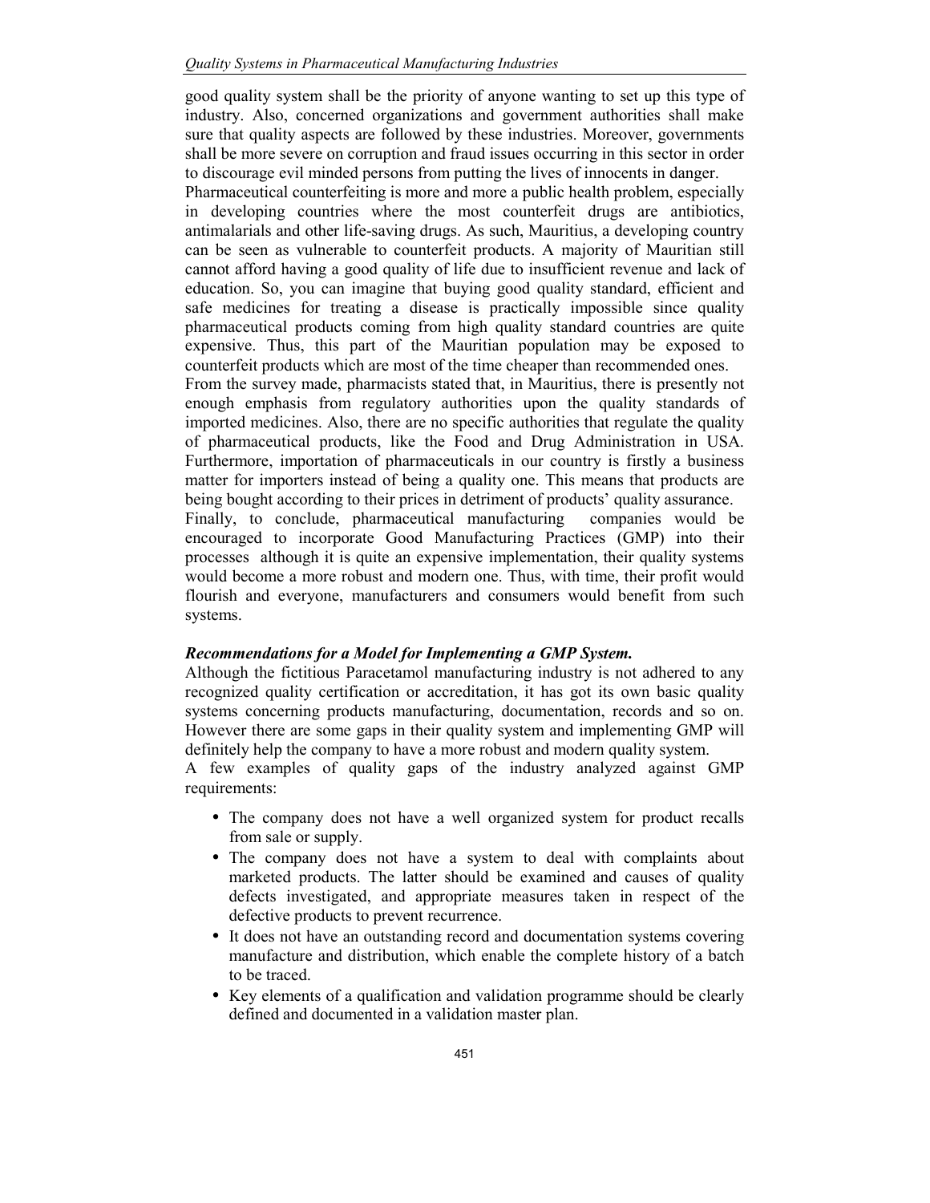good quality system shall be the priority of anyone wanting to set up this type of industry. Also, concerned organizations and government authorities shall make sure that quality aspects are followed by these industries. Moreover, governments shall be more severe on corruption and fraud issues occurring in this sector in order to discourage evil minded persons from putting the lives of innocents in danger.

Pharmaceutical counterfeiting is more and more a public health problem, especially in developing countries where the most counterfeit drugs are antibiotics, antimalarials and other life-saving drugs. As such, Mauritius, a developing country can be seen as vulnerable to counterfeit products. A majority of Mauritian still cannot afford having a good quality of life due to insufficient revenue and lack of education. So, you can imagine that buying good quality standard, efficient and safe medicines for treating a disease is practically impossible since quality pharmaceutical products coming from high quality standard countries are quite expensive. Thus, this part of the Mauritian population may be exposed to counterfeit products which are most of the time cheaper than recommended ones.

From the survey made, pharmacists stated that, in Mauritius, there is presently not enough emphasis from regulatory authorities upon the quality standards of imported medicines. Also, there are no specific authorities that regulate the quality of pharmaceutical products, like the Food and Drug Administration in USA. Furthermore, importation of pharmaceuticals in our country is firstly a business matter for importers instead of being a quality one. This means that products are being bought according to their prices in detriment of products' quality assurance.

Finally, to conclude, pharmaceutical manufacturing companies would be encouraged to incorporate Good Manufacturing Practices (GMP) into their processes although it is quite an expensive implementation, their quality systems would become a more robust and modern one. Thus, with time, their profit would flourish and everyone, manufacturers and consumers would benefit from such systems.

***Recommendations for a Model for Implementing a GMP System.***

Although the fictitious Paracetamol manufacturing industry is not adhered to any recognized quality certification or accreditation, it has got its own basic quality systems concerning products manufacturing, documentation, records and so on. However there are some gaps in their quality system and implementing GMP will definitely help the company to have a more robust and modern quality system.

A few examples of quality gaps of the industry analyzed against GMP requirements:

- The company does not have a well organized system for product recalls from sale or supply.
- The company does not have a system to deal with complaints about marketed products. The latter should be examined and causes of quality defects investigated, and appropriate measures taken in respect of the defective products to prevent recurrence.
- It does not have an outstanding record and documentation systems covering manufacture and distribution, which enable the complete history of a batch to be traced.
- Key elements of a qualification and validation programme should be clearly defined and documented in a validation master plan.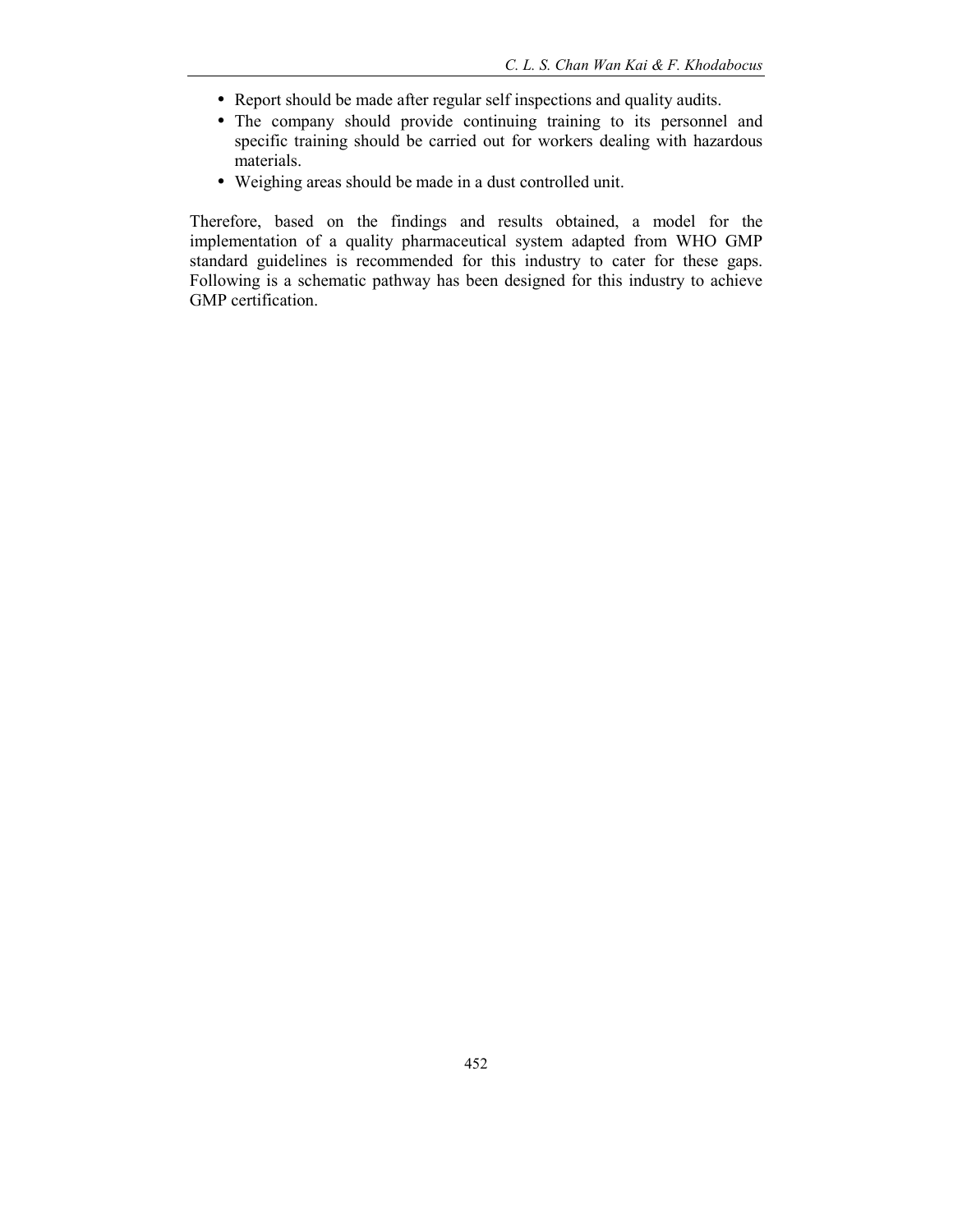- Report should be made after regular self inspections and quality audits.
- The company should provide continuing training to its personnel and specific training should be carried out for workers dealing with hazardous materials.
- Weighing areas should be made in a dust controlled unit.

Therefore, based on the findings and results obtained, a model for the implementation of a quality pharmaceutical system adapted from WHO GMP standard guidelines is recommended for this industry to cater for these gaps. Following is a schematic pathway has been designed for this industry to achieve GMP certification.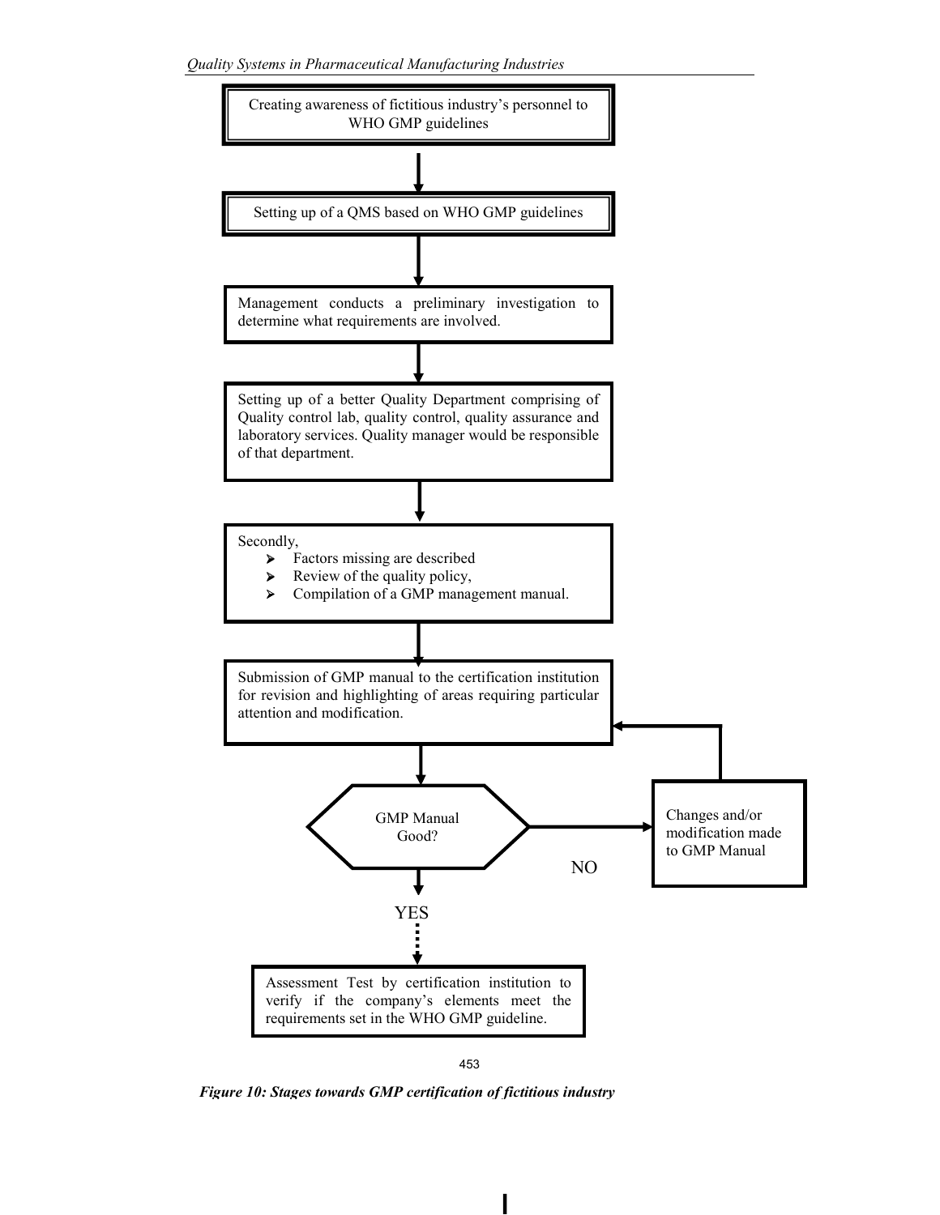Creating awareness of fictitious industry's personnel to WHO GMP guidelines

↓

Setting up of a QMS based on WHO GMP guidelines

↓

Management conducts a preliminary investigation to determine what requirements are involved.

↓

Setting up of a better Quality Department comprising of Quality control lab, quality control, quality assurance and laboratory services. Quality manager would be responsible of that department.

↓

Secondly,

- Factors missing are described
- Review of the quality policy,
- Compilation of a GMP management manual.

↓

Submission of GMP manual to the certification institution for revision and highlighting of areas requiring particular attention and modification.

↓

GMP Manual Good?

NO → Changes and/or modification made to GMP Manual → (back to Submission of GMP manual)

YES ↓

Assessment Test by certification institution to verify if the company's elements meet the requirements set in the WHO GMP guideline.

***Figure 10: Stages towards GMP certification of fictitious industry***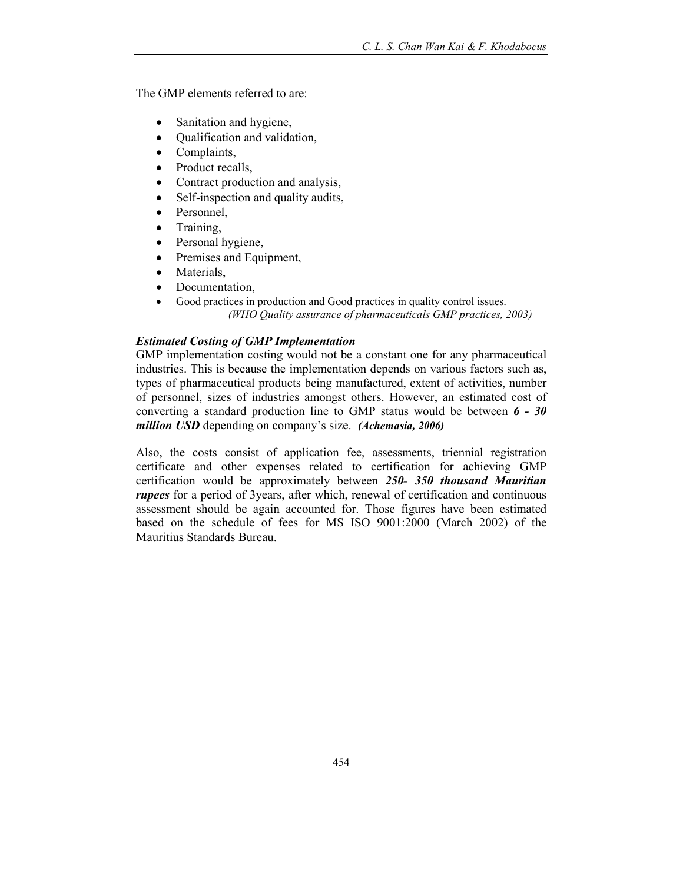The GMP elements referred to are:

- Sanitation and hygiene,
- Qualification and validation,
- Complaints,
- Product recalls,
- Contract production and analysis,
- Self-inspection and quality audits,
- Personnel,
- Training,
- Personal hygiene,
- Premises and Equipment,
- Materials,
- Documentation,
- Good practices in production and Good practices in quality control issues.

*(WHO Quality assurance of pharmaceuticals GMP practices, 2003)*

***Estimated Costing of GMP Implementation***

GMP implementation costing would not be a constant one for any pharmaceutical industries. This is because the implementation depends on various factors such as, types of pharmaceutical products being manufactured, extent of activities, number of personnel, sizes of industries amongst others. However, an estimated cost of converting a standard production line to GMP status would be between ***6 - 30 million USD*** depending on company's size. ***(Achemasia, 2006)***

Also, the costs consist of application fee, assessments, triennial registration certificate and other expenses related to certification for achieving GMP certification would be approximately between ***250- 350 thousand Mauritian rupees*** for a period of 3years, after which, renewal of certification and continuous assessment should be again accounted for. Those figures have been estimated based on the schedule of fees for MS ISO 9001:2000 (March 2002) of the Mauritius Standards Bureau.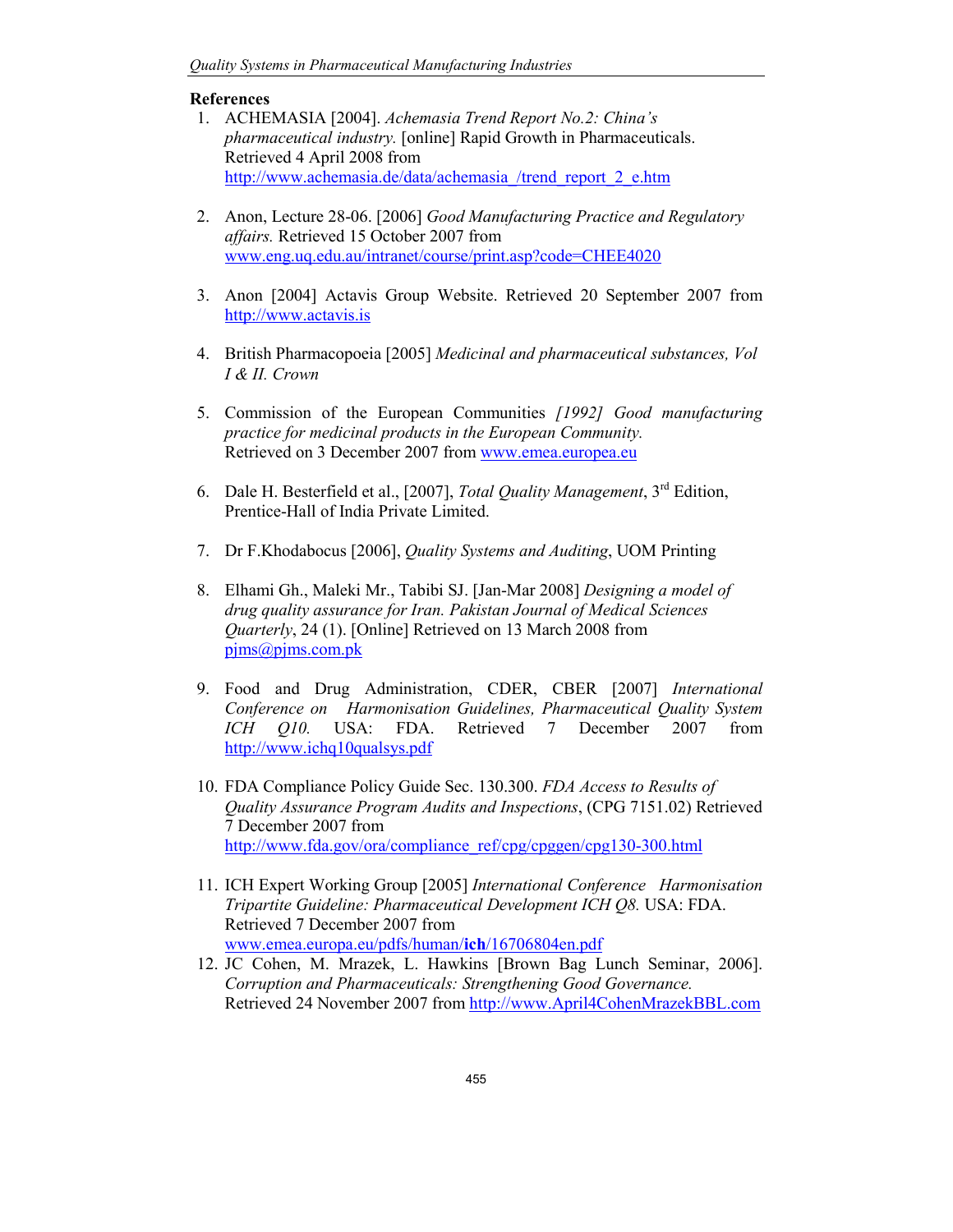## References

1. ACHEMASIA [2004]. *Achemasia Trend Report No.2: China's pharmaceutical industry.* [online] Rapid Growth in Pharmaceuticals. Retrieved 4 April 2008 from http://www.achemasia.de/data/achemasia_/trend_report_2_e.htm

2. Anon, Lecture 28-06. [2006] *Good Manufacturing Practice and Regulatory affairs.* Retrieved 15 October 2007 from www.eng.uq.edu.au/intranet/course/print.asp?code=CHEE4020

3. Anon [2004] Actavis Group Website. Retrieved 20 September 2007 from http://www.actavis.is

4. British Pharmacopoeia [2005] *Medicinal and pharmaceutical substances, Vol I & II. Crown*

5. Commission of the European Communities *[1992] Good manufacturing practice for medicinal products in the European Community.* Retrieved on 3 December 2007 from www.emea.europea.eu

6. Dale H. Besterfield et al., [2007], *Total Quality Management*, 3rd Edition, Prentice-Hall of India Private Limited.

7. Dr F.Khodabocus [2006], *Quality Systems and Auditing*, UOM Printing

8. Elhami Gh., Maleki Mr., Tabibi SJ. [Jan-Mar 2008] *Designing a model of drug quality assurance for Iran. Pakistan Journal of Medical Sciences Quarterly*, 24 (1). [Online] Retrieved on 13 March 2008 from pjms@pjms.com.pk

9. Food and Drug Administration, CDER, CBER [2007] *International Conference on Harmonisation Guidelines, Pharmaceutical Quality System ICH Q10.* USA: FDA. Retrieved 7 December 2007 from http://www.ichq10qualsys.pdf

10. FDA Compliance Policy Guide Sec. 130.300. *FDA Access to Results of Quality Assurance Program Audits and Inspections*, (CPG 7151.02) Retrieved 7 December 2007 from http://www.fda.gov/ora/compliance_ref/cpg/cpggen/cpg130-300.html

11. ICH Expert Working Group [2005] *International Conference Harmonisation Tripartite Guideline: Pharmaceutical Development ICH Q8.* USA: FDA. Retrieved 7 December 2007 from www.emea.europa.eu/pdfs/human/**ich**/16706804en.pdf

12. JC Cohen, M. Mrazek, L. Hawkins [Brown Bag Lunch Seminar, 2006]. *Corruption and Pharmaceuticals: Strengthening Good Governance.* Retrieved 24 November 2007 from http://www.April4CohenMrazekBBL.com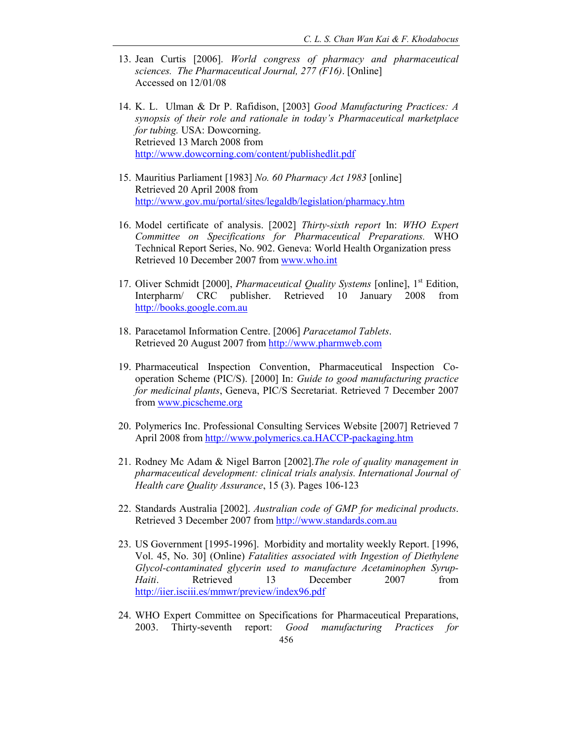13. Jean Curtis [2006]. *World congress of pharmacy and pharmaceutical sciences. The Pharmaceutical Journal, 277 (F16)*. [Online] Accessed on 12/01/08

14. K. L. Ulman & Dr P. Rafidison, [2003] *Good Manufacturing Practices: A synopsis of their role and rationale in today's Pharmaceutical marketplace for tubing.* USA: Dowcorning.
    Retrieved 13 March 2008 from
    http://www.dowcorning.com/content/publishedlit.pdf

15. Mauritius Parliament [1983] *No. 60 Pharmacy Act 1983* [online]
    Retrieved 20 April 2008 from
    http://www.gov.mu/portal/sites/legaldb/legislation/pharmacy.htm

16. Model certificate of analysis. [2002] *Thirty-sixth report* In: *WHO Expert Committee on Specifications for Pharmaceutical Preparations.* WHO Technical Report Series, No. 902. Geneva: World Health Organization press Retrieved 10 December 2007 from www.who.int

17. Oliver Schmidt [2000], *Pharmaceutical Quality Systems* [online], 1st Edition, Interpharm/ CRC publisher. Retrieved 10 January 2008 from http://books.google.com.au

18. Paracetamol Information Centre. [2006] *Paracetamol Tablets*.
    Retrieved 20 August 2007 from http://www.pharmweb.com

19. Pharmaceutical Inspection Convention, Pharmaceutical Inspection Co-operation Scheme (PIC/S). [2000] In: *Guide to good manufacturing practice for medicinal plants*, Geneva, PIC/S Secretariat. Retrieved 7 December 2007 from www.picscheme.org

20. Polymerics Inc. Professional Consulting Services Website [2007] Retrieved 7 April 2008 from http://www.polymerics.ca.HACCP-packaging.htm

21. Rodney Mc Adam & Nigel Barron [2002].*The role of quality management in pharmaceutical development: clinical trials analysis. International Journal of Health care Quality Assurance*, 15 (3). Pages 106-123

22. Standards Australia [2002]. *Australian code of GMP for medicinal products*. Retrieved 3 December 2007 from http://www.standards.com.au

23. US Government [1995-1996]. Morbidity and mortality weekly Report. [1996, Vol. 45, No. 30] (Online) *Fatalities associated with Ingestion of Diethylene Glycol-contaminated glycerin used to manufacture Acetaminophen Syrup-Haiti*. Retrieved 13 December 2007 from http://iier.isciii.es/mmwr/preview/index96.pdf

24. WHO Expert Committee on Specifications for Pharmaceutical Preparations, 2003. Thirty-seventh report: *Good manufacturing Practices for*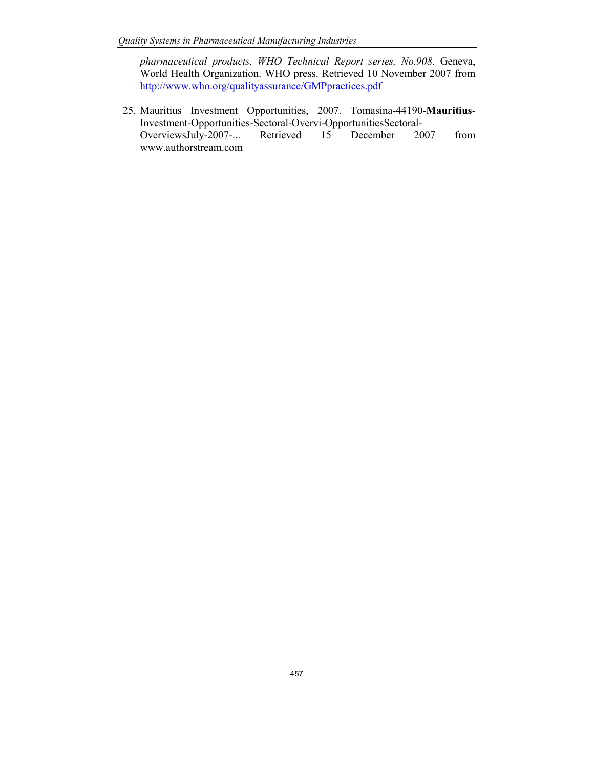*pharmaceutical products. WHO Technical Report series, No.908.* Geneva, World Health Organization. WHO press. Retrieved 10 November 2007 from http://www.who.org/qualityassurance/GMPpractices.pdf

25. Mauritius Investment Opportunities, 2007. Tomasina-44190-**Mauritius**-Investment-Opportunities-Sectoral-Overvi-OpportunitiesSectoral-OverviewsJuly-2007-... Retrieved 15 December 2007 from www.authorstream.com